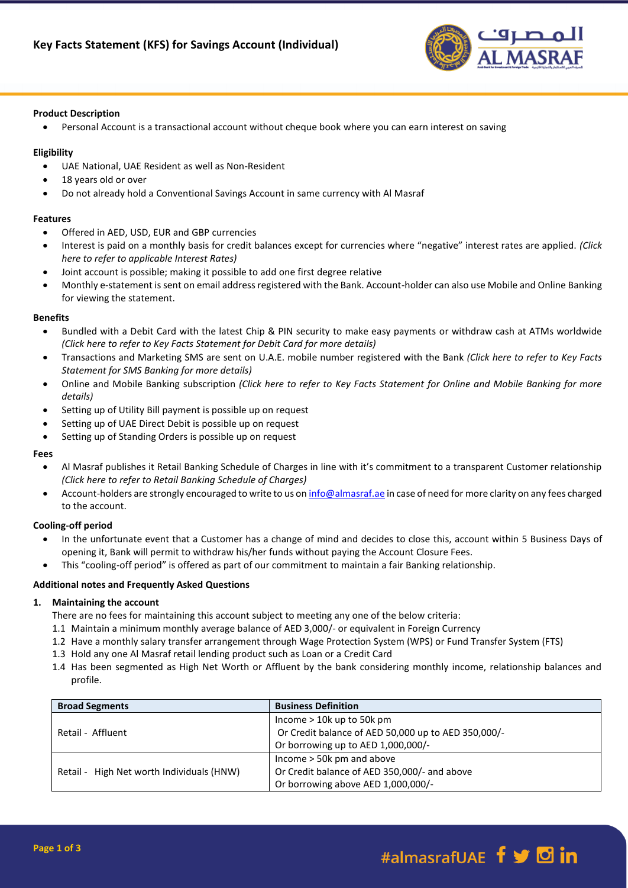# Key Facts Statement (KFS) for Savings Account (Individual)

**Product Description**

- Personal Account is a transactional account without cheque book where you can earn interest on saving

**Eligibility**

- UAE National, UAE Resident as well as Non-Resident
- 18 years old or over
- Do not already hold a Conventional Savings Account in same currency with Al Masraf

**Features**

- Offered in AED, USD, EUR and GBP currencies
- Interest is paid on a monthly basis for credit balances except for currencies where "negative" interest rates are applied. *(Click here to refer to applicable Interest Rates)*
- Joint account is possible; making it possible to add one first degree relative
- Monthly e-statement is sent on email address registered with the Bank. Account-holder can also use Mobile and Online Banking for viewing the statement.

**Benefits**

- Bundled with a Debit Card with the latest Chip & PIN security to make easy payments or withdraw cash at ATMs worldwide *(Click here to refer to Key Facts Statement for Debit Card for more details)*
- Transactions and Marketing SMS are sent on U.A.E. mobile number registered with the Bank *(Click here to refer to Key Facts Statement for SMS Banking for more details)*
- Online and Mobile Banking subscription *(Click here to refer to Key Facts Statement for Online and Mobile Banking for more details)*
- Setting up of Utility Bill payment is possible up on request
- Setting up of UAE Direct Debit is possible up on request
- Setting up of Standing Orders is possible up on request

**Fees**

- Al Masraf publishes it Retail Banking Schedule of Charges in line with it's commitment to a transparent Customer relationship *(Click here to refer to Retail Banking Schedule of Charges)*
- Account-holders are strongly encouraged to write to us on info@almasraf.ae in case of need for more clarity on any fees charged to the account.

**Cooling-off period**

- In the unfortunate event that a Customer has a change of mind and decides to close this, account within 5 Business Days of opening it, Bank will permit to withdraw his/her funds without paying the Account Closure Fees.
- This "cooling-off period" is offered as part of our commitment to maintain a fair Banking relationship.

**Additional notes and Frequently Asked Questions**

1. **Maintaining the account**

   There are no fees for maintaining this account subject to meeting any one of the below criteria:

   1.1 Maintain a minimum monthly average balance of AED 3,000/- or equivalent in Foreign Currency

   1.2 Have a monthly salary transfer arrangement through Wage Protection System (WPS) or Fund Transfer System (FTS)

   1.3 Hold any one Al Masraf retail lending product such as Loan or a Credit Card

   1.4 Has been segmented as High Net Worth or Affluent by the bank considering monthly income, relationship balances and profile.

| Broad Segments | Business Definition |
|---|---|
| Retail - Affluent | Income > 10k up to 50k pm<br>Or Credit balance of AED 50,000 up to AED 350,000/-<br>Or borrowing up to AED 1,000,000/- |
| Retail - High Net worth Individuals (HNW) | Income > 50k pm and above<br>Or Credit balance of AED 350,000/- and above<br>Or borrowing above AED 1,000,000/- |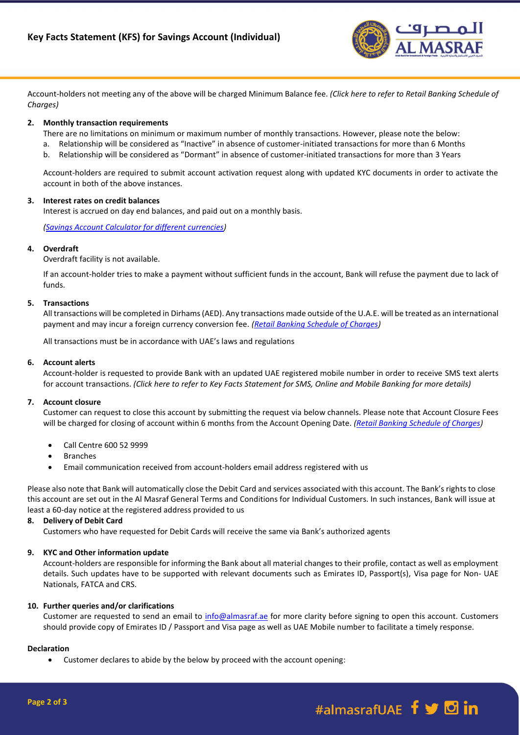Account-holders not meeting any of the above will be charged Minimum Balance fee. *(Click here to refer to Retail Banking Schedule of Charges)*

2. **Monthly transaction requirements**

   There are no limitations on minimum or maximum number of monthly transactions. However, please note the below:

   a. Relationship will be considered as "Inactive" in absence of customer-initiated transactions for more than 6 Months

   b. Relationship will be considered as "Dormant" in absence of customer-initiated transactions for more than 3 Years

   Account-holders are required to submit account activation request along with updated KYC documents in order to activate the account in both of the above instances.

3. **Interest rates on credit balances**

   Interest is accrued on day end balances, and paid out on a monthly basis.

   *(Savings Account Calculator for different currencies)*

4. **Overdraft**

   Overdraft facility is not available.

   If an account-holder tries to make a payment without sufficient funds in the account, Bank will refuse the payment due to lack of funds.

5. **Transactions**

   All transactions will be completed in Dirhams (AED). Any transactions made outside of the U.A.E. will be treated as an international payment and may incur a foreign currency conversion fee. *(Retail Banking Schedule of Charges)*

   All transactions must be in accordance with UAE's laws and regulations

6. **Account alerts**

   Account-holder is requested to provide Bank with an updated UAE registered mobile number in order to receive SMS text alerts for account transactions. *(Click here to refer to Key Facts Statement for SMS, Online and Mobile Banking for more details)*

7. **Account closure**

   Customer can request to close this account by submitting the request via below channels. Please note that Account Closure Fees will be charged for closing of account within 6 months from the Account Opening Date. *(Retail Banking Schedule of Charges)*

   - Call Centre 600 52 9999
   - Branches
   - Email communication received from account-holders email address registered with us

Please also note that Bank will automatically close the Debit Card and services associated with this account. The Bank's rights to close this account are set out in the Al Masraf General Terms and Conditions for Individual Customers. In such instances, Bank will issue at least a 60-day notice at the registered address provided to us

8. **Delivery of Debit Card**

   Customers who have requested for Debit Cards will receive the same via Bank's authorized agents

9. **KYC and Other information update**

   Account-holders are responsible for informing the Bank about all material changes to their profile, contact as well as employment details. Such updates have to be supported with relevant documents such as Emirates ID, Passport(s), Visa page for Non- UAE Nationals, FATCA and CRS.

10. **Further queries and/or clarifications**

    Customer are requested to send an email to info@almasraf.ae for more clarity before signing to open this account. Customers should provide copy of Emirates ID / Passport and Visa page as well as UAE Mobile number to facilitate a timely response.

**Declaration**

- Customer declares to abide by the below by proceed with the account opening: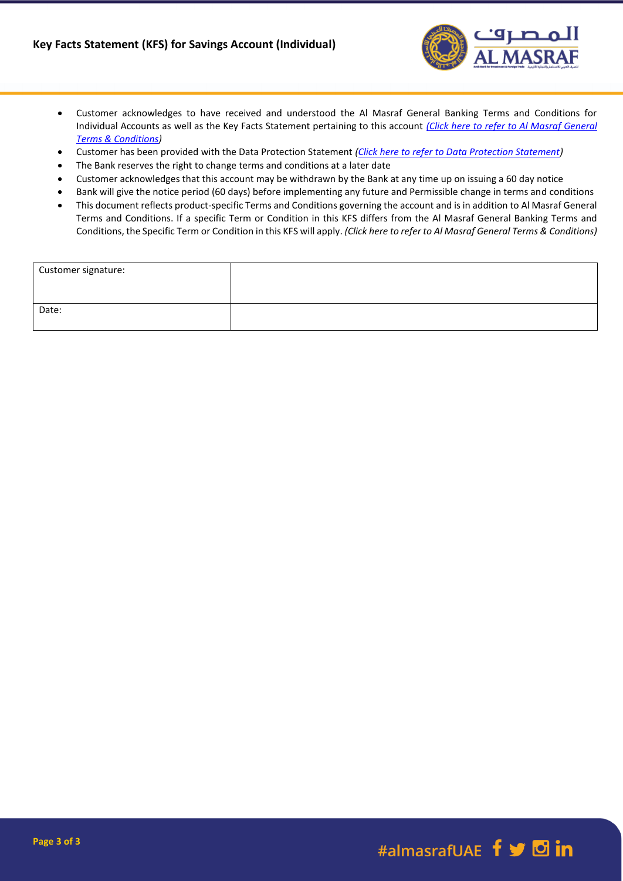- Customer acknowledges to have received and understood the Al Masraf General Banking Terms and Conditions for Individual Accounts as well as the Key Facts Statement pertaining to this account *(Click here to refer to Al Masraf General Terms & Conditions)*
- Customer has been provided with the Data Protection Statement *(Click here to refer to Data Protection Statement)*
- The Bank reserves the right to change terms and conditions at a later date
- Customer acknowledges that this account may be withdrawn by the Bank at any time up on issuing a 60 day notice
- Bank will give the notice period (60 days) before implementing any future and Permissible change in terms and conditions
- This document reflects product-specific Terms and Conditions governing the account and is in addition to Al Masraf General Terms and Conditions. If a specific Term or Condition in this KFS differs from the Al Masraf General Banking Terms and Conditions, the Specific Term or Condition in this KFS will apply. *(Click here to refer to Al Masraf General Terms & Conditions)*

| | |
|---|---|
| Customer signature: | |
| Date: | |